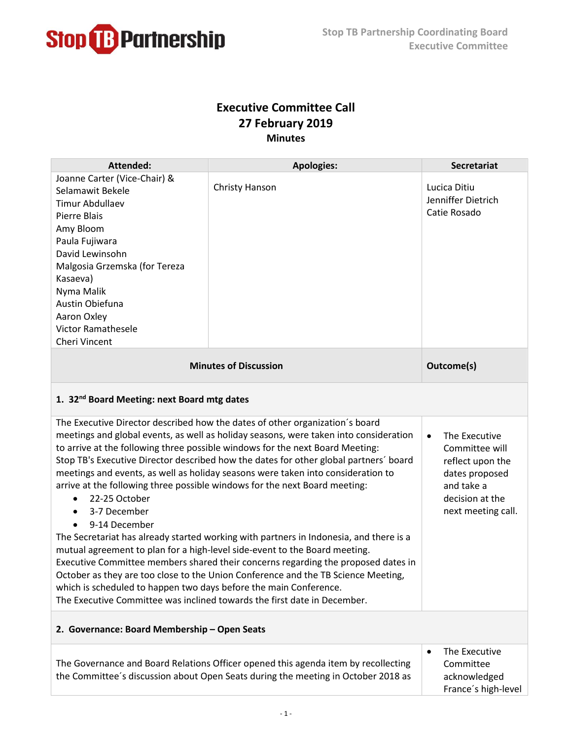**Stop TB Partnership Coordinating Board**
**Executive Committee**

# Executive Committee Call
## 27 February 2019
### Minutes

| Attended: | Apologies: | Secretariat |
|---|---|---|
| Joanne Carter (Vice-Chair) & Selamawit Bekele<br>Timur Abdullaev<br>Pierre Blais<br>Amy Bloom<br>Paula Fujiwara<br>David Lewinsohn<br>Malgosia Grzemska (for Tereza Kasaeva)<br>Nyma Malik<br>Austin Obiefuna<br>Aaron Oxley<br>Victor Ramathesele<br>Cheri Vincent | Christy Hanson | Lucica Ditiu<br>Jenniffer Dietrich<br>Catie Rosado |

| Minutes of Discussion | Outcome(s) |
|---|---|
| **1. 32nd Board Meeting: next Board mtg dates** | |
| The Executive Director described how the dates of other organization´s board meetings and global events, as well as holiday seasons, were taken into consideration to arrive at the following three possible windows for the next Board Meeting: Stop TB's Executive Director described how the dates for other global partners´ board meetings and events, as well as holiday seasons were taken into consideration to arrive at the following three possible windows for the next Board meeting:<br>• 22-25 October<br>• 3-7 December<br>• 9-14 December<br>The Secretariat has already started working with partners in Indonesia, and there is a mutual agreement to plan for a high-level side-event to the Board meeting.<br>Executive Committee members shared their concerns regarding the proposed dates in October as they are too close to the Union Conference and the TB Science Meeting, which is scheduled to happen two days before the main Conference.<br>The Executive Committee was inclined towards the first date in December. | • The Executive Committee will reflect upon the dates proposed and take a decision at the next meeting call. |
| **2. Governance: Board Membership – Open Seats** | |
| The Governance and Board Relations Officer opened this agenda item by recollecting the Committee´s discussion about Open Seats during the meeting in October 2018 as | • The Executive Committee acknowledged France´s high-level |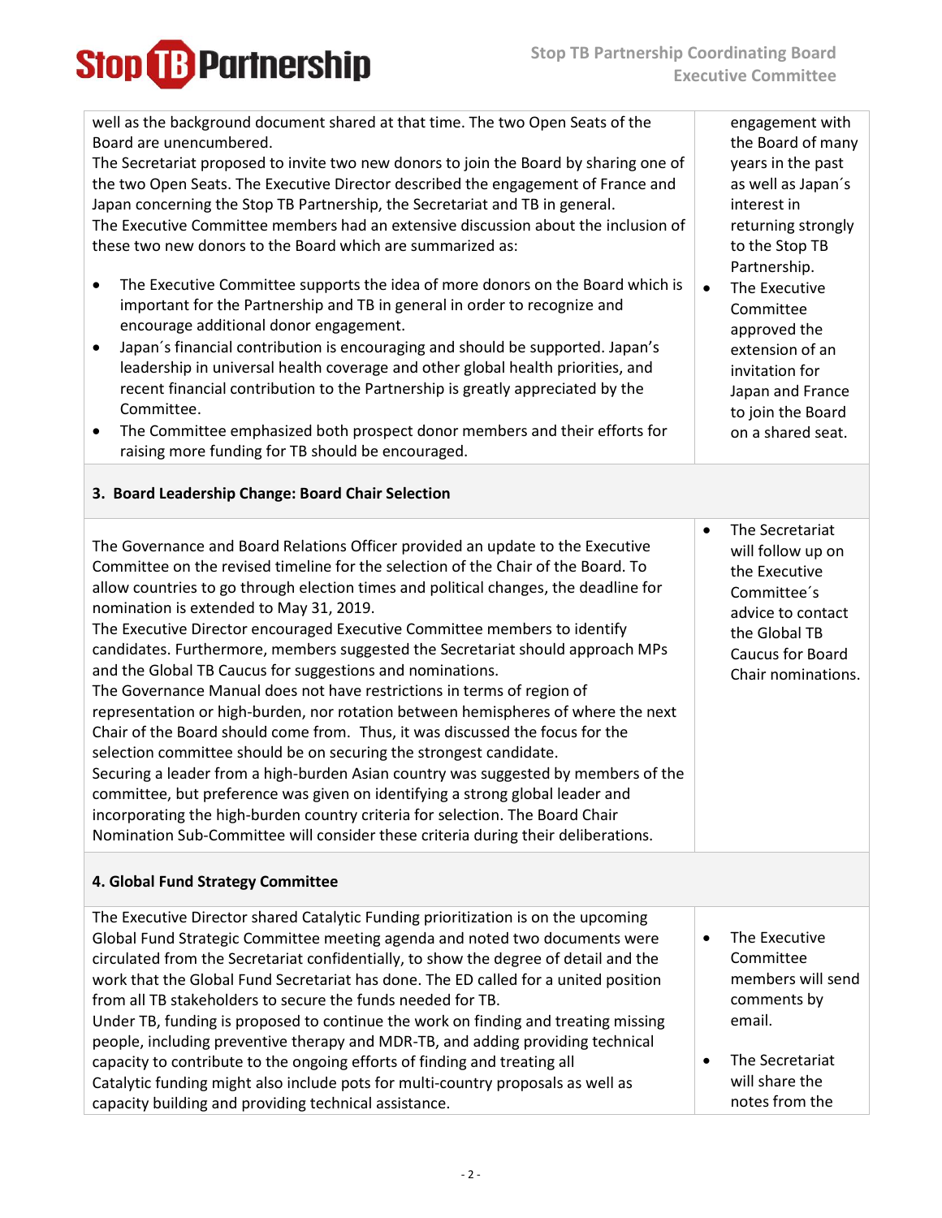| | |
|---|---|
| well as the background document shared at that time. The two Open Seats of the Board are unencumbered.<br>The Secretariat proposed to invite two new donors to join the Board by sharing one of the two Open Seats. The Executive Director described the engagement of France and Japan concerning the Stop TB Partnership, the Secretariat and TB in general.<br>The Executive Committee members had an extensive discussion about the inclusion of these two new donors to the Board which are summarized as:<br>• The Executive Committee supports the idea of more donors on the Board which is important for the Partnership and TB in general in order to recognize and encourage additional donor engagement.<br>• Japan´s financial contribution is encouraging and should be supported. Japan's leadership in universal health coverage and other global health priorities, and recent financial contribution to the Partnership is greatly appreciated by the Committee.<br>• The Committee emphasized both prospect donor members and their efforts for raising more funding for TB should be encouraged. | engagement with the Board of many years in the past as well as Japan´s interest in returning strongly to the Stop TB Partnership.<br>• The Executive Committee approved the extension of an invitation for Japan and France to join the Board on a shared seat. |
| **3. Board Leadership Change: Board Chair Selection** | |
| The Governance and Board Relations Officer provided an update to the Executive Committee on the revised timeline for the selection of the Chair of the Board. To allow countries to go through election times and political changes, the deadline for nomination is extended to May 31, 2019.<br>The Executive Director encouraged Executive Committee members to identify candidates. Furthermore, members suggested the Secretariat should approach MPs and the Global TB Caucus for suggestions and nominations.<br>The Governance Manual does not have restrictions in terms of region of representation or high-burden, nor rotation between hemispheres of where the next Chair of the Board should come from. Thus, it was discussed the focus for the selection committee should be on securing the strongest candidate.<br>Securing a leader from a high-burden Asian country was suggested by members of the committee, but preference was given on identifying a strong global leader and incorporating the high-burden country criteria for selection. The Board Chair Nomination Sub-Committee will consider these criteria during their deliberations. | • The Secretariat will follow up on the Executive Committee´s advice to contact the Global TB Caucus for Board Chair nominations. |
| **4. Global Fund Strategy Committee** | |
| The Executive Director shared Catalytic Funding prioritization is on the upcoming Global Fund Strategic Committee meeting agenda and noted two documents were circulated from the Secretariat confidentially, to show the degree of detail and the work that the Global Fund Secretariat has done. The ED called for a united position from all TB stakeholders to secure the funds needed for TB.<br>Under TB, funding is proposed to continue the work on finding and treating missing people, including preventive therapy and MDR-TB, and adding providing technical capacity to contribute to the ongoing efforts of finding and treating all<br>Catalytic funding might also include pots for multi-country proposals as well as capacity building and providing technical assistance. | • The Executive Committee members will send comments by email.<br>• The Secretariat will share the notes from the |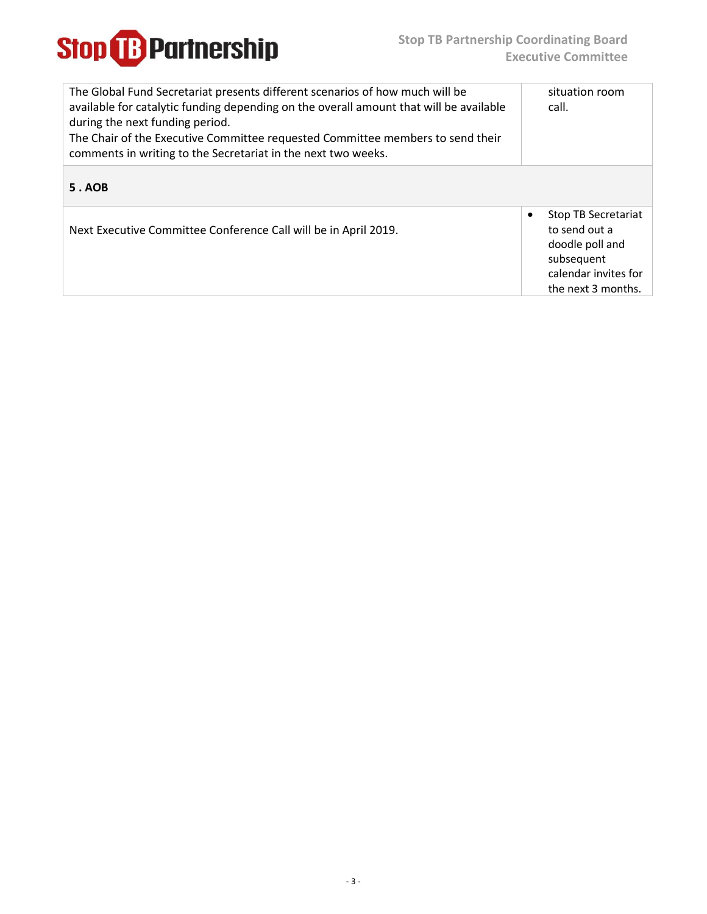| | |
|---|---|
| The Global Fund Secretariat presents different scenarios of how much will be available for catalytic funding depending on the overall amount that will be available during the next funding period.<br>The Chair of the Executive Committee requested Committee members to send their comments in writing to the Secretariat in the next two weeks. | situation room call. |
| **5 . AOB** | |
| Next Executive Committee Conference Call will be in April 2019. | • Stop TB Secretariat to send out a doodle poll and subsequent calendar invites for the next 3 months. |